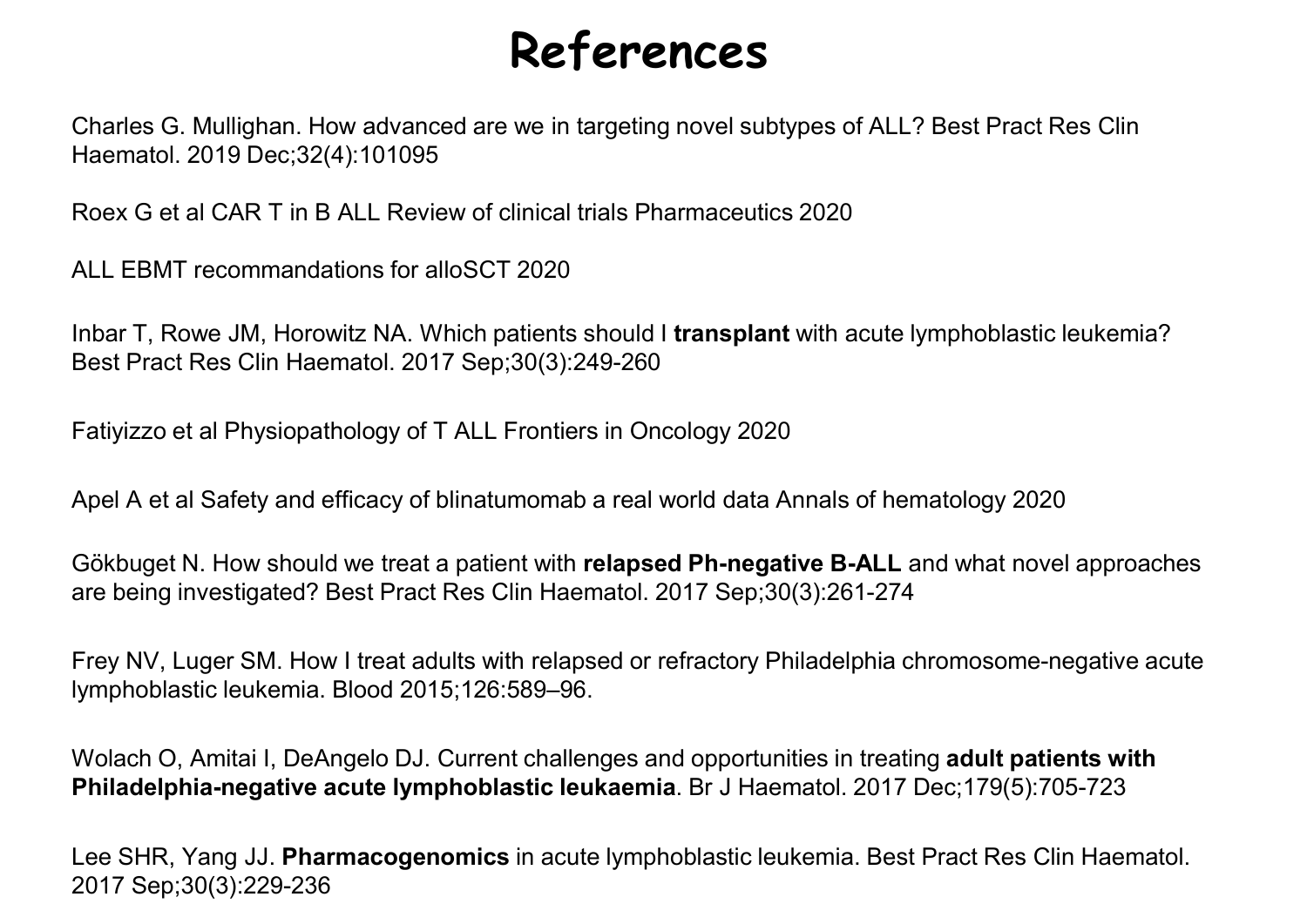# References

Charles G. Mullighan. How advanced are we in targeting novel subtypes of ALL? Best Pract Res Clin Haematol. 2019 Dec;32(4):101095

Roex G et al CAR T in B ALL Review of clinical trials Pharmaceutics 2020

ALL EBMT recommandations for alloSCT 2020

Inbar T, Rowe JM, Horowitz NA. Which patients should I **transplant** with acute lymphoblastic leukemia? Best Pract Res Clin Haematol. 2017 Sep;30(3):249-260

Fatiyizzo et al Physiopathology of T ALL Frontiers in Oncology 2020

Apel A et al Safety and efficacy of blinatumomab a real world data Annals of hematology 2020

Gökbuget N. How should we treat a patient with **relapsed Ph-negative B-ALL** and what novel approaches are being investigated? Best Pract Res Clin Haematol. 2017 Sep;30(3):261-274

Frey NV, Luger SM. How I treat adults with relapsed or refractory Philadelphia chromosome-negative acute lymphoblastic leukemia. Blood 2015;126:589–96.

Wolach O, Amitai I, DeAngelo DJ. Current challenges and opportunities in treating **adult patients with Philadelphia-negative acute lymphoblastic leukaemia**. Br J Haematol. 2017 Dec;179(5):705-723

Lee SHR, Yang JJ. **Pharmacogenomics** in acute lymphoblastic leukemia. Best Pract Res Clin Haematol. 2017 Sep;30(3):229-236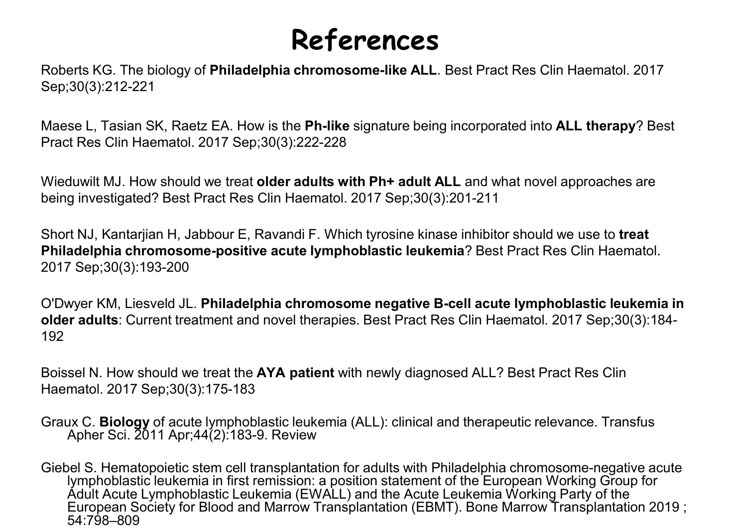# References

Roberts KG. The biology of **Philadelphia chromosome-like ALL**. Best Pract Res Clin Haematol. 2017 Sep;30(3):212-221

Maese L, Tasian SK, Raetz EA. How is the **Ph-like** signature being incorporated into **ALL therapy**? Best Pract Res Clin Haematol. 2017 Sep;30(3):222-228

Wieduwilt MJ. How should we treat **older adults with Ph+ adult ALL** and what novel approaches are being investigated? Best Pract Res Clin Haematol. 2017 Sep;30(3):201-211

Short NJ, Kantarjian H, Jabbour E, Ravandi F. Which tyrosine kinase inhibitor should we use to **treat Philadelphia chromosome-positive acute lymphoblastic leukemia**? Best Pract Res Clin Haematol. 2017 Sep;30(3):193-200

O'Dwyer KM, Liesveld JL. **Philadelphia chromosome negative B-cell acute lymphoblastic leukemia in older adults**: Current treatment and novel therapies. Best Pract Res Clin Haematol. 2017 Sep;30(3):184-192

Boissel N. How should we treat the **AYA patient** with newly diagnosed ALL? Best Pract Res Clin Haematol. 2017 Sep;30(3):175-183

Graux C. **Biology** of acute lymphoblastic leukemia (ALL): clinical and therapeutic relevance. Transfus Apher Sci. 2011 Apr;44(2):183-9. Review

Giebel S. Hematopoietic stem cell transplantation for adults with Philadelphia chromosome-negative acute lymphoblastic leukemia in first remission: a position statement of the European Working Group for Adult Acute Lymphoblastic Leukemia (EWALL) and the Acute Leukemia Working Party of the European Society for Blood and Marrow Transplantation (EBMT). Bone Marrow Transplantation 2019 ; 54:798–809